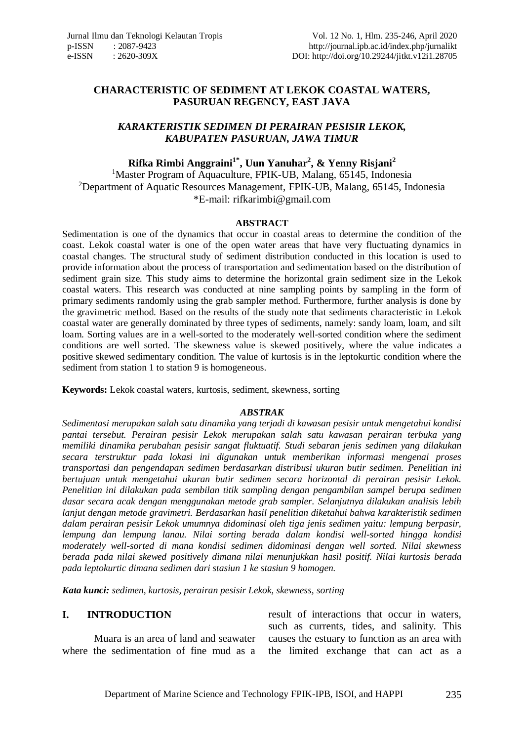# CHARACTERISTIC OF SEDIMENT AT LEKOK COASTAL WATERS, PASURUAN REGENCY, EAST JAVA

## *KARAKTERISTIK SEDIMEN DI PERAIRAN PESISIR LEKOK, KABUPATEN PASURUAN, JAWA TIMUR*

**Rifka Rimbi Anggraini[1*], Uun Yanuhar[2], & Yenny Risjani[2]**

[1]Master Program of Aquaculture, FPIK-UB, Malang, 65145, Indonesia
[2]Department of Aquatic Resources Management, FPIK-UB, Malang, 65145, Indonesia
*E-mail: rifkarimbi@gmail.com

### ABSTRACT

Sedimentation is one of the dynamics that occur in coastal areas to determine the condition of the coast. Lekok coastal water is one of the open water areas that have very fluctuating dynamics in coastal changes. The structural study of sediment distribution conducted in this location is used to provide information about the process of transportation and sedimentation based on the distribution of sediment grain size. This study aims to determine the horizontal grain sediment size in the Lekok coastal waters. This research was conducted at nine sampling points by sampling in the form of primary sediments randomly using the grab sampler method. Furthermore, further analysis is done by the gravimetric method. Based on the results of the study note that sediments characteristic in Lekok coastal water are generally dominated by three types of sediments, namely: sandy loam, loam, and silt loam. Sorting values are in a well-sorted to the moderately well-sorted condition where the sediment conditions are well sorted. The skewness value is skewed positively, where the value indicates a positive skewed sedimentary condition. The value of kurtosis is in the leptokurtic condition where the sediment from station 1 to station 9 is homogeneous.

**Keywords:** Lekok coastal waters, kurtosis, sediment, skewness, sorting

### *ABSTRAK*

*Sedimentasi merupakan salah satu dinamika yang terjadi di kawasan pesisir untuk mengetahui kondisi pantai tersebut. Perairan pesisir Lekok merupakan salah satu kawasan perairan terbuka yang memiliki dinamika perubahan pesisir sangat fluktuatif. Studi sebaran jenis sedimen yang dilakukan secara terstruktur pada lokasi ini digunakan untuk memberikan informasi mengenai proses transportasi dan pengendapan sedimen berdasarkan distribusi ukuran butir sedimen. Penelitian ini bertujuan untuk mengetahui ukuran butir sedimen secara horizontal di perairan pesisir Lekok. Penelitian ini dilakukan pada sembilan titik sampling dengan pengambilan sampel berupa sedimen dasar secara acak dengan menggunakan metode grab sampler. Selanjutnya dilakukan analisis lebih lanjut dengan metode gravimetri. Berdasarkan hasil penelitian diketahui bahwa karakteristik sedimen dalam perairan pesisir Lekok umumnya didominasi oleh tiga jenis sedimen yaitu: lempung berpasir, lempung dan lempung lanau. Nilai sorting berada dalam kondisi well-sorted hingga kondisi moderately well-sorted di mana kondisi sedimen didominasi dengan well sorted. Nilai skewness berada pada nilai skewed positively dimana nilai menunjukkan hasil positif. Nilai kurtosis berada pada leptokurtic dimana sedimen dari stasiun 1 ke stasiun 9 homogen.*

***Kata kunci:*** *sedimen, kurtosis, perairan pesisir Lekok, skewness, sorting*

## I. INTRODUCTION

Muara is an area of land and seawater where the sedimentation of fine mud as a result of interactions that occur in waters, such as currents, tides, and salinity. This causes the estuary to function as an area with the limited exchange that can act as a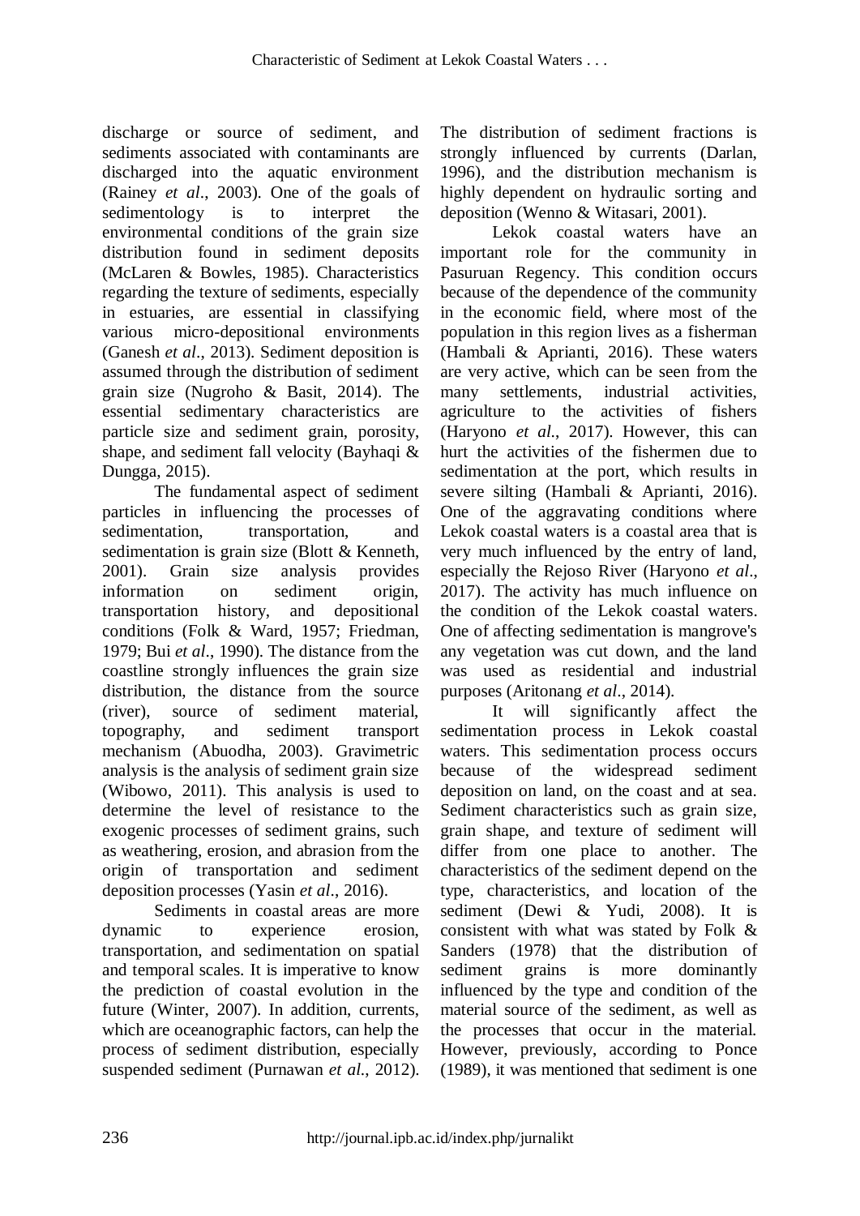discharge or source of sediment, and sediments associated with contaminants are discharged into the aquatic environment (Rainey *et al*., 2003). One of the goals of sedimentology is to interpret the environmental conditions of the grain size distribution found in sediment deposits (McLaren & Bowles, 1985). Characteristics regarding the texture of sediments, especially in estuaries, are essential in classifying various micro-depositional environments (Ganesh *et al*., 2013). Sediment deposition is assumed through the distribution of sediment grain size (Nugroho & Basit, 2014). The essential sedimentary characteristics are particle size and sediment grain, porosity, shape, and sediment fall velocity (Bayhaqi & Dungga, 2015).

The fundamental aspect of sediment particles in influencing the processes of sedimentation, transportation, and sedimentation is grain size (Blott & Kenneth, 2001). Grain size analysis provides information on sediment origin, transportation history, and depositional conditions (Folk & Ward, 1957; Friedman, 1979; Bui *et al*., 1990). The distance from the coastline strongly influences the grain size distribution, the distance from the source (river), source of sediment material, topography, and sediment transport mechanism (Abuodha, 2003). Gravimetric analysis is the analysis of sediment grain size (Wibowo, 2011). This analysis is used to determine the level of resistance to the exogenic processes of sediment grains, such as weathering, erosion, and abrasion from the origin of transportation and sediment deposition processes (Yasin *et al*., 2016).

Sediments in coastal areas are more dynamic to experience erosion, transportation, and sedimentation on spatial and temporal scales. It is imperative to know the prediction of coastal evolution in the future (Winter, 2007). In addition, currents, which are oceanographic factors, can help the process of sediment distribution, especially suspended sediment (Purnawan *et al.*, 2012). The distribution of sediment fractions is strongly influenced by currents (Darlan, 1996), and the distribution mechanism is highly dependent on hydraulic sorting and deposition (Wenno & Witasari, 2001).

Lekok coastal waters have an important role for the community in Pasuruan Regency. This condition occurs because of the dependence of the community in the economic field, where most of the population in this region lives as a fisherman (Hambali & Aprianti, 2016). These waters are very active, which can be seen from the many settlements, industrial activities, agriculture to the activities of fishers (Haryono *et al*., 2017). However, this can hurt the activities of the fishermen due to sedimentation at the port, which results in severe silting (Hambali & Aprianti, 2016). One of the aggravating conditions where Lekok coastal waters is a coastal area that is very much influenced by the entry of land, especially the Rejoso River (Haryono *et al*., 2017). The activity has much influence on the condition of the Lekok coastal waters. One of affecting sedimentation is mangrove's any vegetation was cut down, and the land was used as residential and industrial purposes (Aritonang *et al*., 2014).

It will significantly affect the sedimentation process in Lekok coastal waters. This sedimentation process occurs because of the widespread sediment deposition on land, on the coast and at sea. Sediment characteristics such as grain size, grain shape, and texture of sediment will differ from one place to another. The characteristics of the sediment depend on the type, characteristics, and location of the sediment (Dewi & Yudi, 2008). It is consistent with what was stated by Folk & Sanders (1978) that the distribution of sediment grains is more dominantly influenced by the type and condition of the material source of the sediment, as well as the processes that occur in the material. However, previously, according to Ponce (1989), it was mentioned that sediment is one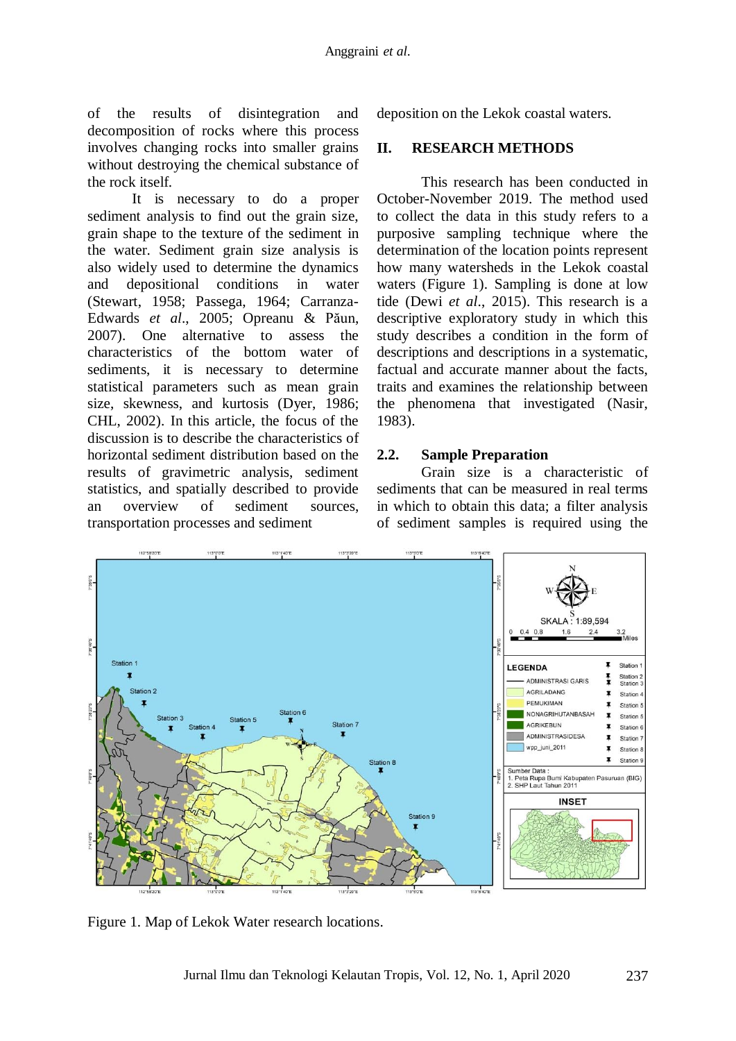of the results of disintegration and decomposition of rocks where this process involves changing rocks into smaller grains without destroying the chemical substance of the rock itself.

It is necessary to do a proper sediment analysis to find out the grain size, grain shape to the texture of the sediment in the water. Sediment grain size analysis is also widely used to determine the dynamics and depositional conditions in water (Stewart, 1958; Passega, 1964; Carranza-Edwards *et al*., 2005; Opreanu & Păun, 2007). One alternative to assess the characteristics of the bottom water of sediments, it is necessary to determine statistical parameters such as mean grain size, skewness, and kurtosis (Dyer, 1986; CHL, 2002). In this article, the focus of the discussion is to describe the characteristics of horizontal sediment distribution based on the results of gravimetric analysis, sediment statistics, and spatially described to provide an overview of sediment sources, transportation processes and sediment deposition on the Lekok coastal waters.

## II. RESEARCH METHODS

This research has been conducted in October-November 2019. The method used to collect the data in this study refers to a purposive sampling technique where the determination of the location points represent how many watersheds in the Lekok coastal waters (Figure 1). Sampling is done at low tide (Dewi *et al.*, 2015). This research is a descriptive exploratory study in which this study describes a condition in the form of descriptions and descriptions in a systematic, factual and accurate manner about the facts, traits and examines the relationship between the phenomena that investigated (Nasir, 1983).

### 2.2. Sample Preparation

Grain size is a characteristic of sediments that can be measured in real terms in which to obtain this data; a filter analysis of sediment samples is required using the

Figure 1. Map of Lekok Water research locations.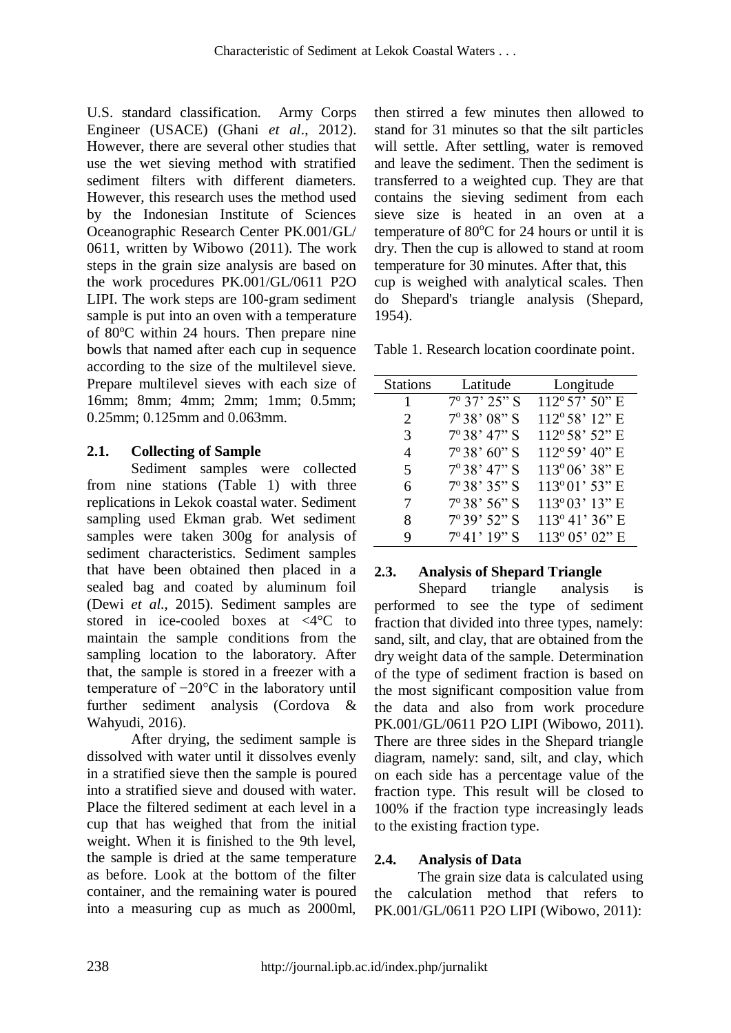U.S. standard classification. Army Corps Engineer (USACE) (Ghani *et al*., 2012). However, there are several other studies that use the wet sieving method with stratified sediment filters with different diameters. However, this research uses the method used by the Indonesian Institute of Sciences Oceanographic Research Center PK.001/GL/ 0611, written by Wibowo (2011). The work steps in the grain size analysis are based on the work procedures PK.001/GL/0611 P2O LIPI. The work steps are 100-gram sediment sample is put into an oven with a temperature of 80°C within 24 hours. Then prepare nine bowls that named after each cup in sequence according to the size of the multilevel sieve. Prepare multilevel sieves with each size of 16mm; 8mm; 4mm; 2mm; 1mm; 0.5mm; 0.25mm; 0.125mm and 0.063mm.

## 2.1. Collecting of Sample

Sediment samples were collected from nine stations (Table 1) with three replications in Lekok coastal water. Sediment sampling used Ekman grab. Wet sediment samples were taken 300g for analysis of sediment characteristics. Sediment samples that have been obtained then placed in a sealed bag and coated by aluminum foil (Dewi *et al*., 2015). Sediment samples are stored in ice-cooled boxes at <4°C to maintain the sample conditions from the sampling location to the laboratory. After that, the sample is stored in a freezer with a temperature of −20°C in the laboratory until further sediment analysis (Cordova & Wahyudi, 2016).

After drying, the sediment sample is dissolved with water until it dissolves evenly in a stratified sieve then the sample is poured into a stratified sieve and doused with water. Place the filtered sediment at each level in a cup that has weighed that from the initial weight. When it is finished to the 9th level, the sample is dried at the same temperature as before. Look at the bottom of the filter container, and the remaining water is poured into a measuring cup as much as 2000ml, then stirred a few minutes then allowed to stand for 31 minutes so that the silt particles will settle. After settling, water is removed and leave the sediment. Then the sediment is transferred to a weighted cup. They are that contains the sieving sediment from each sieve size is heated in an oven at a temperature of 80°C for 24 hours or until it is dry. Then the cup is allowed to stand at room temperature for 30 minutes. After that, this cup is weighed with analytical scales. Then do Shepard's triangle analysis (Shepard, 1954).

Table 1. Research location coordinate point.

| Stations | Latitude | Longitude |
|---|---|---|
| 1 | 7° 37' 25" S | 112° 57' 50" E |
| 2 | 7° 38' 08" S | 112° 58' 12" E |
| 3 | 7° 38' 47" S | 112° 58' 52" E |
| 4 | 7° 38' 60" S | 112° 59' 40" E |
| 5 | 7° 38' 47" S | 113° 06' 38" E |
| 6 | 7° 38' 35" S | 113° 01' 53" E |
| 7 | 7° 38' 56" S | 113° 03' 13" E |
| 8 | 7° 39' 52" S | 113° 41' 36" E |
| 9 | 7° 41' 19" S | 113° 05' 02" E |

## 2.3. Analysis of Shepard Triangle

Shepard triangle analysis is performed to see the type of sediment fraction that divided into three types, namely: sand, silt, and clay, that are obtained from the dry weight data of the sample. Determination of the type of sediment fraction is based on the most significant composition value from the data and also from work procedure PK.001/GL/0611 P2O LIPI (Wibowo, 2011). There are three sides in the Shepard triangle diagram, namely: sand, silt, and clay, which on each side has a percentage value of the fraction type. This result will be closed to 100% if the fraction type increasingly leads to the existing fraction type.

## 2.4. Analysis of Data

The grain size data is calculated using the calculation method that refers to PK.001/GL/0611 P2O LIPI (Wibowo, 2011):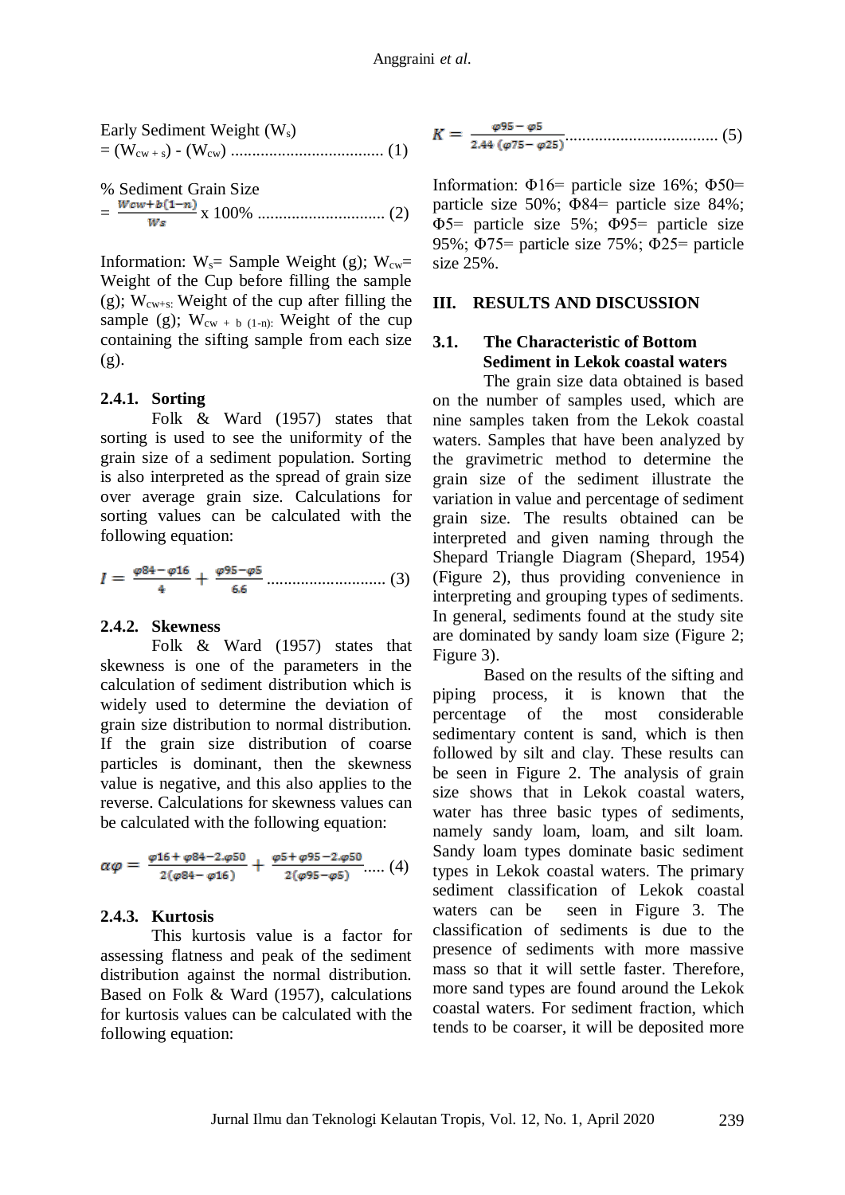Early Sediment Weight ($W_s$)

$= (W_{cw+s}) - (W_{cw})$ .................................... (1)

% Sediment Grain Size

$= \frac{Wcw+b(1-n)}{Ws}$ x 100% ............................. (2)

Information: $W_s$= Sample Weight (g); $W_{cw}$= Weight of the Cup before filling the sample (g); $W_{cw+s:}$ Weight of the cup after filling the sample (g); $W_{cw+b(1-n):}$ Weight of the cup containing the sifting sample from each size (g).

### 2.4.1. Sorting

Folk & Ward (1957) states that sorting is used to see the uniformity of the grain size of a sediment population. Sorting is also interpreted as the spread of grain size over average grain size. Calculations for sorting values can be calculated with the following equation:

$$I = \frac{\varphi84 - \varphi16}{4} + \frac{\varphi95 - \varphi5}{6.6} \text{ ........................... (3)}$$

### 2.4.2. Skewness

Folk & Ward (1957) states that skewness is one of the parameters in the calculation of sediment distribution which is widely used to determine the deviation of grain size distribution to normal distribution. If the grain size distribution of coarse particles is dominant, then the skewness value is negative, and this also applies to the reverse. Calculations for skewness values can be calculated with the following equation:

$$\alpha\varphi = \frac{\varphi16 + \varphi84 - 2.\varphi50}{2(\varphi84 - \varphi16)} + \frac{\varphi5 + \varphi95 - 2.\varphi50}{2(\varphi95 - \varphi5)} \text{..... (4)}$$

### 2.4.3. Kurtosis

This kurtosis value is a factor for assessing flatness and peak of the sediment distribution against the normal distribution. Based on Folk & Ward (1957), calculations for kurtosis values can be calculated with the following equation:

$$K = \frac{\varphi95 - \varphi5}{2.44\ (\varphi75 - \varphi25)} \text{.................................... (5)}$$

Information: $\Phi16$= particle size 16%; $\Phi50$= particle size 50%; $\Phi84$= particle size 84%; $\Phi5$= particle size 5%; $\Phi95$= particle size 95%; $\Phi75$= particle size 75%; $\Phi25$= particle size 25%.

## III. RESULTS AND DISCUSSION

### 3.1. The Characteristic of Bottom Sediment in Lekok coastal waters

The grain size data obtained is based on the number of samples used, which are nine samples taken from the Lekok coastal waters. Samples that have been analyzed by the gravimetric method to determine the grain size of the sediment illustrate the variation in value and percentage of sediment grain size. The results obtained can be interpreted and given naming through the Shepard Triangle Diagram (Shepard, 1954) (Figure 2), thus providing convenience in interpreting and grouping types of sediments. In general, sediments found at the study site are dominated by sandy loam size (Figure 2; Figure 3).

Based on the results of the sifting and piping process, it is known that the percentage of the most considerable sedimentary content is sand, which is then followed by silt and clay. These results can be seen in Figure 2. The analysis of grain size shows that in Lekok coastal waters, water has three basic types of sediments, namely sandy loam, loam, and silt loam. Sandy loam types dominate basic sediment types in Lekok coastal waters. The primary sediment classification of Lekok coastal waters can be seen in Figure 3. The classification of sediments is due to the presence of sediments with more massive mass so that it will settle faster. Therefore, more sand types are found around the Lekok coastal waters. For sediment fraction, which tends to be coarser, it will be deposited more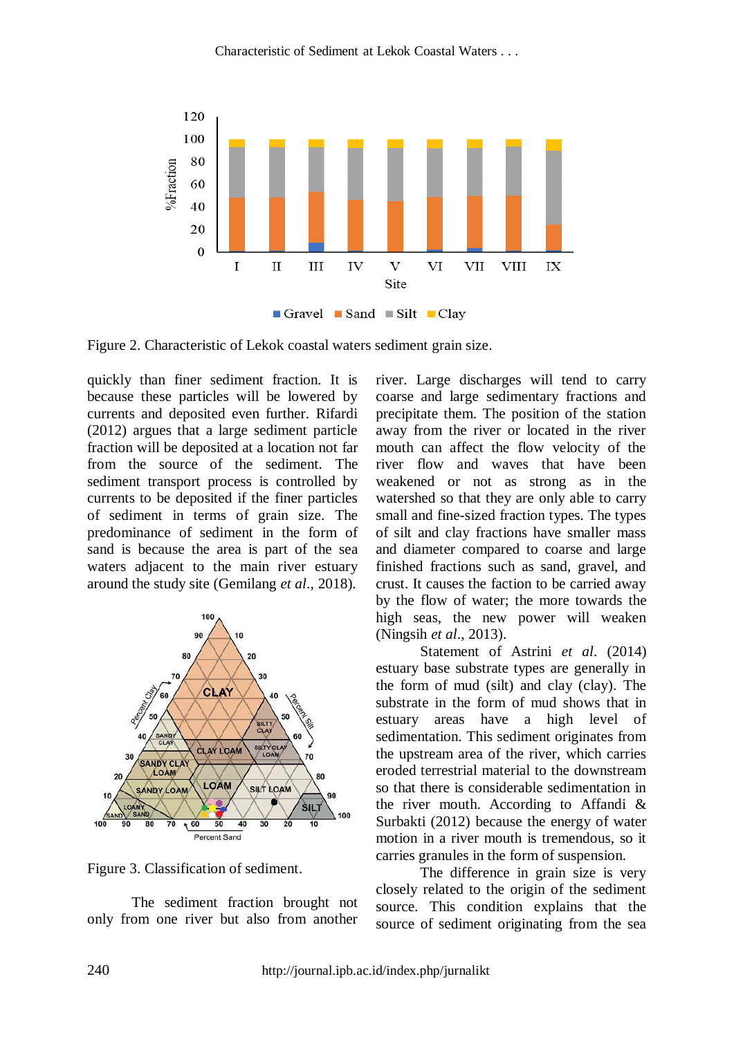120
100
80
60
40
20
0

%Fraction

I II III IV V VI VII VIII IX

Site

Gravel Sand Silt Clay

Figure 2. Characteristic of Lekok coastal waters sediment grain size.

quickly than finer sediment fraction. It is because these particles will be lowered by currents and deposited even further. Rifardi (2012) argues that a large sediment particle fraction will be deposited at a location not far from the source of the sediment. The sediment transport process is controlled by currents to be deposited if the finer particles of sediment in terms of grain size. The predominance of sediment in the form of sand is because the area is part of the sea waters adjacent to the main river estuary around the study site (Gemilang *et al*., 2018).

100 90 80 70 60 50 40 30 20 10

Percent Clay

Percent Silt

Percent Sand

CLAY

SILTY CLAY

SANDY CLAY

CLAY LOAM

SILTY CLAY LOAM

SANDY CLAY LOAM

LOAM

SANDY LOAM

SILT LOAM

LOAMY SAND

SAND

SILT

Figure 3. Classification of sediment.

The sediment fraction brought not only from one river but also from another river. Large discharges will tend to carry coarse and large sedimentary fractions and precipitate them. The position of the station away from the river or located in the river mouth can affect the flow velocity of the river flow and waves that have been weakened or not as strong as in the watershed so that they are only able to carry small and fine-sized fraction types. The types of silt and clay fractions have smaller mass and diameter compared to coarse and large finished fractions such as sand, gravel, and crust. It causes the faction to be carried away by the flow of water; the more towards the high seas, the new power will weaken (Ningsih *et al*., 2013).

Statement of Astrini *et al*. (2014) estuary base substrate types are generally in the form of mud (silt) and clay (clay). The substrate in the form of mud shows that in estuary areas have a high level of sedimentation. This sediment originates from the upstream area of the river, which carries eroded terrestrial material to the downstream so that there is considerable sedimentation in the river mouth. According to Affandi & Surbakti (2012) because the energy of water motion in a river mouth is tremendous, so it carries granules in the form of suspension.

The difference in grain size is very closely related to the origin of the sediment source. This condition explains that the source of sediment originating from the sea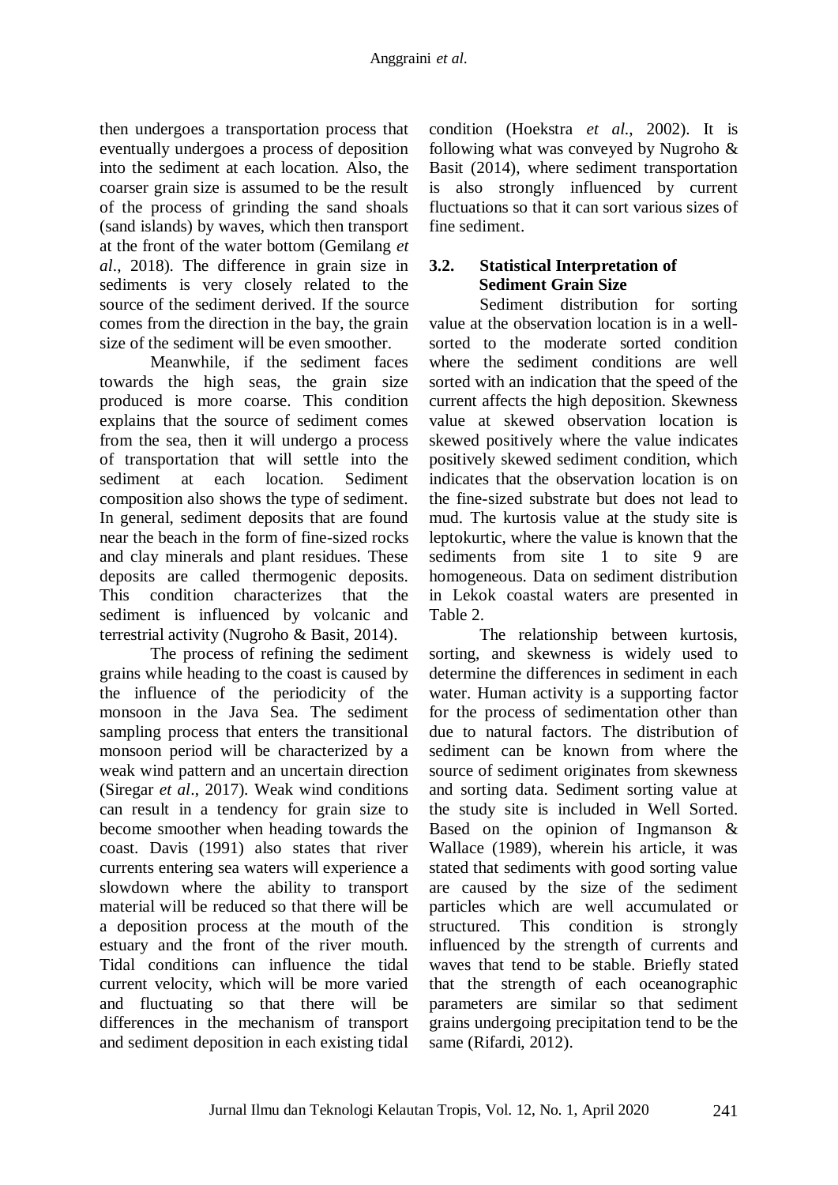then undergoes a transportation process that eventually undergoes a process of deposition into the sediment at each location. Also, the coarser grain size is assumed to be the result of the process of grinding the sand shoals (sand islands) by waves, which then transport at the front of the water bottom (Gemilang *et al*., 2018). The difference in grain size in sediments is very closely related to the source of the sediment derived. If the source comes from the direction in the bay, the grain size of the sediment will be even smoother.

Meanwhile, if the sediment faces towards the high seas, the grain size produced is more coarse. This condition explains that the source of sediment comes from the sea, then it will undergo a process of transportation that will settle into the sediment at each location. Sediment composition also shows the type of sediment. In general, sediment deposits that are found near the beach in the form of fine-sized rocks and clay minerals and plant residues. These deposits are called thermogenic deposits. This condition characterizes that the sediment is influenced by volcanic and terrestrial activity (Nugroho & Basit, 2014).

The process of refining the sediment grains while heading to the coast is caused by the influence of the periodicity of the monsoon in the Java Sea. The sediment sampling process that enters the transitional monsoon period will be characterized by a weak wind pattern and an uncertain direction (Siregar *et al*., 2017). Weak wind conditions can result in a tendency for grain size to become smoother when heading towards the coast. Davis (1991) also states that river currents entering sea waters will experience a slowdown where the ability to transport material will be reduced so that there will be a deposition process at the mouth of the estuary and the front of the river mouth. Tidal conditions can influence the tidal current velocity, which will be more varied and fluctuating so that there will be differences in the mechanism of transport and sediment deposition in each existing tidal condition (Hoekstra *et al*., 2002). It is following what was conveyed by Nugroho & Basit (2014), where sediment transportation is also strongly influenced by current fluctuations so that it can sort various sizes of fine sediment.

### 3.2. Statistical Interpretation of Sediment Grain Size

Sediment distribution for sorting value at the observation location is in a well-sorted to the moderate sorted condition where the sediment conditions are well sorted with an indication that the speed of the current affects the high deposition. Skewness value at skewed observation location is skewed positively where the value indicates positively skewed sediment condition, which indicates that the observation location is on the fine-sized substrate but does not lead to mud. The kurtosis value at the study site is leptokurtic, where the value is known that the sediments from site 1 to site 9 are homogeneous. Data on sediment distribution in Lekok coastal waters are presented in Table 2.

The relationship between kurtosis, sorting, and skewness is widely used to determine the differences in sediment in each water. Human activity is a supporting factor for the process of sedimentation other than due to natural factors. The distribution of sediment can be known from where the source of sediment originates from skewness and sorting data. Sediment sorting value at the study site is included in Well Sorted. Based on the opinion of Ingmanson & Wallace (1989), wherein his article, it was stated that sediments with good sorting value are caused by the size of the sediment particles which are well accumulated or structured. This condition is strongly influenced by the strength of currents and waves that tend to be stable. Briefly stated that the strength of each oceanographic parameters are similar so that sediment grains undergoing precipitation tend to be the same (Rifardi, 2012).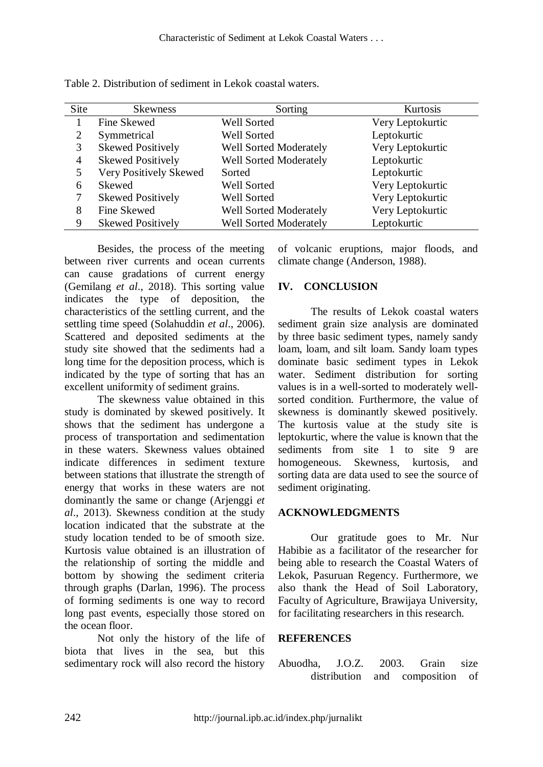Table 2. Distribution of sediment in Lekok coastal waters.

| Site | Skewness | Sorting | Kurtosis |
|---|---|---|---|
| 1 | Fine Skewed | Well Sorted | Very Leptokurtic |
| 2 | Symmetrical | Well Sorted | Leptokurtic |
| 3 | Skewed Positively | Well Sorted Moderately | Very Leptokurtic |
| 4 | Skewed Positively | Well Sorted Moderately | Leptokurtic |
| 5 | Very Positively Skewed | Sorted | Leptokurtic |
| 6 | Skewed | Well Sorted | Very Leptokurtic |
| 7 | Skewed Positively | Well Sorted | Very Leptokurtic |
| 8 | Fine Skewed | Well Sorted Moderately | Very Leptokurtic |
| 9 | Skewed Positively | Well Sorted Moderately | Leptokurtic |

Besides, the process of the meeting between river currents and ocean currents can cause gradations of current energy (Gemilang *et al*., 2018). This sorting value indicates the type of deposition, the characteristics of the settling current, and the settling time speed (Solahuddin *et al*., 2006). Scattered and deposited sediments at the study site showed that the sediments had a long time for the deposition process, which is indicated by the type of sorting that has an excellent uniformity of sediment grains.

The skewness value obtained in this study is dominated by skewed positively. It shows that the sediment has undergone a process of transportation and sedimentation in these waters. Skewness values obtained indicate differences in sediment texture between stations that illustrate the strength of energy that works in these waters are not dominantly the same or change (Arjenggi *et al*., 2013). Skewness condition at the study location indicated that the substrate at the study location tended to be of smooth size. Kurtosis value obtained is an illustration of the relationship of sorting the middle and bottom by showing the sediment criteria through graphs (Darlan, 1996). The process of forming sediments is one way to record long past events, especially those stored on the ocean floor.

Not only the history of the life of biota that lives in the sea, but this sedimentary rock will also record the history of volcanic eruptions, major floods, and climate change (Anderson, 1988).

## IV. CONCLUSION

The results of Lekok coastal waters sediment grain size analysis are dominated by three basic sediment types, namely sandy loam, loam, and silt loam. Sandy loam types dominate basic sediment types in Lekok water. Sediment distribution for sorting values is in a well-sorted to moderately well-sorted condition. Furthermore, the value of skewness is dominantly skewed positively. The kurtosis value at the study site is leptokurtic, where the value is known that the sediments from site 1 to site 9 are homogeneous. Skewness, kurtosis, and sorting data are data used to see the source of sediment originating.

## ACKNOWLEDGMENTS

Our gratitude goes to Mr. Nur Habibie as a facilitator of the researcher for being able to research the Coastal Waters of Lekok, Pasuruan Regency. Furthermore, we also thank the Head of Soil Laboratory, Faculty of Agriculture, Brawijaya University, for facilitating researchers in this research.

## REFERENCES

Abuodha, J.O.Z. 2003. Grain size distribution and composition of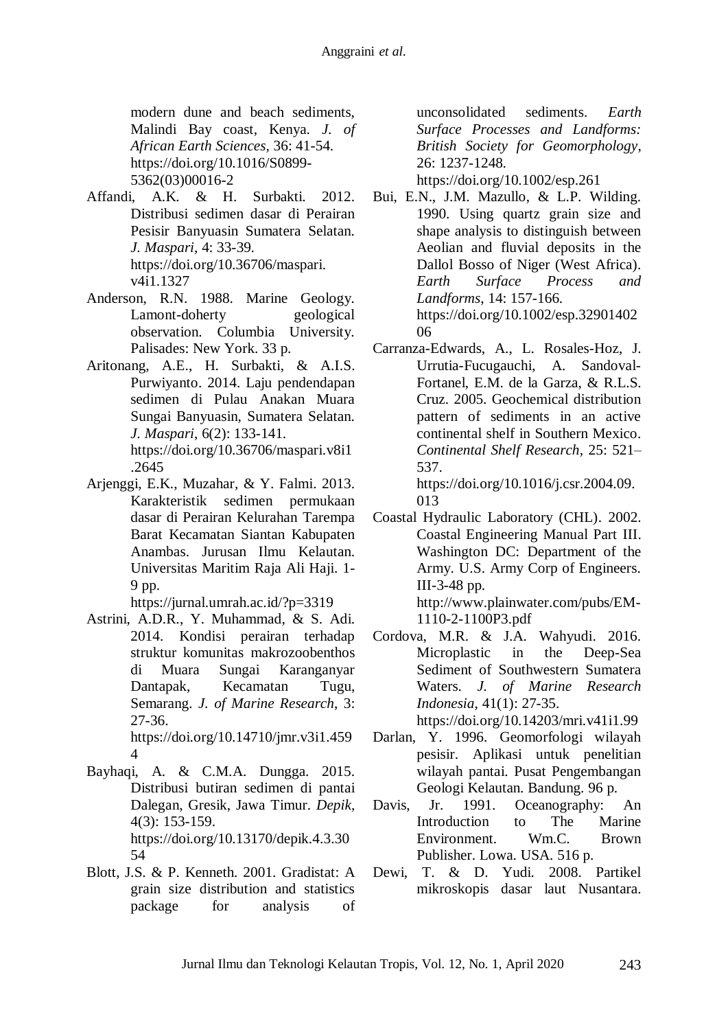modern dune and beach sediments, Malindi Bay coast, Kenya. *J. of African Earth Sciences*, 36: 41-54. https://doi.org/10.1016/S0899-5362(03)00016-2

Affandi, A.K. & H. Surbakti. 2012. Distribusi sedimen dasar di Perairan Pesisir Banyuasin Sumatera Selatan. *J. Maspari*, 4: 33-39. https://doi.org/10.36706/maspari.v4i1.1327

Anderson, R.N. 1988. Marine Geology. Lamont-doherty geological observation. Columbia University. Palisades: New York. 33 p.

Aritonang, A.E., H. Surbakti, & A.I.S. Purwiyanto. 2014. Laju pendendapan sedimen di Pulau Anakan Muara Sungai Banyuasin, Sumatera Selatan. *J. Maspari*, 6(2): 133-141. https://doi.org/10.36706/maspari.v8i1.2645

Arjenggi, E.K., Muzahar, & Y. Falmi. 2013. Karakteristik sedimen permukaan dasar di Perairan Kelurahan Tarempa Barat Kecamatan Siantan Kabupaten Anambas. Jurusan Ilmu Kelautan. Universitas Maritim Raja Ali Haji. 1-9 pp. https://jurnal.umrah.ac.id/?p=3319

Astrini, A.D.R., Y. Muhammad, & S. Adi. 2014. Kondisi perairan terhadap struktur komunitas makrozoobenthos di Muara Sungai Karanganyar Dantapak, Kecamatan Tugu, Semarang. *J. of Marine Research*, 3: 27-36. https://doi.org/10.14710/jmr.v3i1.4594

Bayhaqi, A. & C.M.A. Dungga. 2015. Distribusi butiran sedimen di pantai Dalegan, Gresik, Jawa Timur. *Depik*, 4(3): 153-159. https://doi.org/10.13170/depik.4.3.3054

Blott, J.S. & P. Kenneth. 2001. Gradistat: A grain size distribution and statistics package for analysis of unconsolidated sediments. *Earth Surface Processes and Landforms: British Society for Geomorphology*, 26: 1237-1248. https://doi.org/10.1002/esp.261

Bui, E.N., J.M. Mazullo, & L.P. Wilding. 1990. Using quartz grain size and shape analysis to distinguish between Aeolian and fluvial deposits in the Dallol Bosso of Niger (West Africa). *Earth Surface Process and Landforms*, 14: 157-166. https://doi.org/10.1002/esp.3290140206

Carranza-Edwards, A., L. Rosales-Hoz, J. Urrutia-Fucugauchi, A. Sandoval-Fortanel, E.M. de la Garza, & R.L.S. Cruz. 2005. Geochemical distribution pattern of sediments in an active continental shelf in Southern Mexico. *Continental Shelf Research*, 25: 521–537. https://doi.org/10.1016/j.csr.2004.09.013

Coastal Hydraulic Laboratory (CHL). 2002. Coastal Engineering Manual Part III. Washington DC: Department of the Army. U.S. Army Corp of Engineers. III-3-48 pp. http://www.plainwater.com/pubs/EM-1110-2-1100P3.pdf

Cordova, M.R. & J.A. Wahyudi. 2016. Microplastic in the Deep-Sea Sediment of Southwestern Sumatera Waters. *J. of Marine Research Indonesia*, 41(1): 27-35. https://doi.org/10.14203/mri.v41i1.99

Darlan, Y. 1996. Geomorfologi wilayah pesisir. Aplikasi untuk penelitian wilayah pantai. Pusat Pengembangan Geologi Kelautan. Bandung. 96 p.

Davis, Jr. 1991. Oceanography: An Introduction to The Marine Environment. Wm.C. Brown Publisher. Lowa. USA. 516 p.

Dewi, T. & D. Yudi. 2008. Partikel mikroskopis dasar laut Nusantara.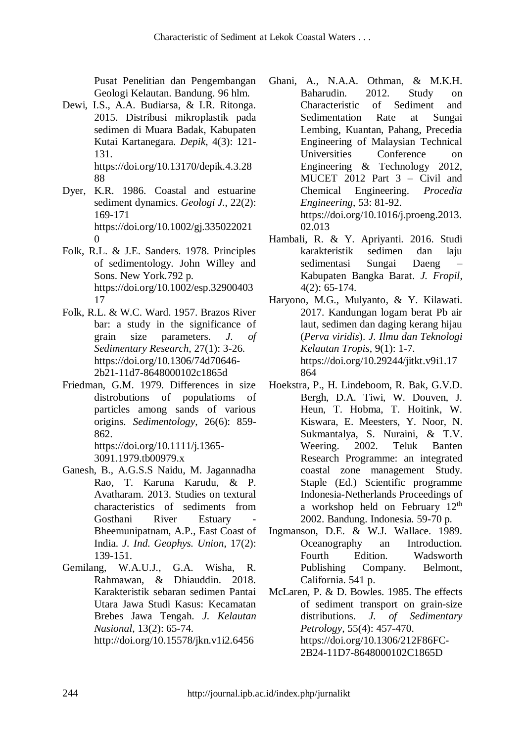Pusat Penelitian dan Pengembangan Geologi Kelautan. Bandung. 96 hlm.

Dewi, I.S., A.A. Budiarsa, & I.R. Ritonga. 2015. Distribusi mikroplastik pada sedimen di Muara Badak, Kabupaten Kutai Kartanegara. *Depik*, 4(3): 121-131. https://doi.org/10.13170/depik.4.3.2888

Dyer, K.R. 1986. Coastal and estuarine sediment dynamics. *Geologi J.*, 22(2): 169-171 https://doi.org/10.1002/gj.3350220210

Folk, R.L. & J.E. Sanders. 1978. Principles of sedimentology. John Willey and Sons. New York.792 p. https://doi.org/10.1002/esp.3290040317

Folk, R.L. & W.C. Ward. 1957. Brazos River bar: a study in the significance of grain size parameters. *J. of Sedimentary Research*, 27(1): 3-26. https://doi.org/10.1306/74d70646-2b21-11d7-8648000102c1865d

Friedman, G.M. 1979. Differences in size distrobutions of populatioms of particles among sands of various origins. *Sedimentology*, 26(6): 859-862. https://doi.org/10.1111/j.1365-3091.1979.tb00979.x

Ganesh, B., A.G.S.S Naidu, M. Jagannadha Rao, T. Karuna Karudu, & P. Avatharam. 2013. Studies on textural characteristics of sediments from Gosthani River Estuary - Bheemunipatnam, A.P., East Coast of India. *J. Ind. Geophys. Union*, 17(2): 139-151.

Gemilang, W.A.U.J., G.A. Wisha, R. Rahmawan, & Dhiauddin. 2018. Karakteristik sebaran sedimen Pantai Utara Jawa Studi Kasus: Kecamatan Brebes Jawa Tengah. *J. Kelautan Nasional*, 13(2): 65-74. http://doi.org/10.15578/jkn.v1i2.6456

Ghani, A., N.A.A. Othman, & M.K.H. Baharudin. 2012. Study on Characteristic of Sediment and Sedimentation Rate at Sungai Lembing, Kuantan, Pahang, Precedia Engineering of Malaysian Technical Universities Conference on Engineering & Technology 2012, MUCET 2012 Part 3 – Civil and Chemical Engineering. *Procedia Engineering*, 53: 81-92. https://doi.org/10.1016/j.proeng.2013.02.013

Hambali, R. & Y. Apriyanti. 2016. Studi karakteristik sedimen dan laju sedimentasi Sungai Daeng – Kabupaten Bangka Barat. *J. Fropil*, 4(2): 65-174.

Haryono, M.G., Mulyanto, & Y. Kilawati. 2017. Kandungan logam berat Pb air laut, sedimen dan daging kerang hijau (*Perva viridis*). *J. Ilmu dan Teknologi Kelautan Tropis*, 9(1): 1-7. https://doi.org/10.29244/jitkt.v9i1.17864

Hoekstra, P., H. Lindeboom, R. Bak, G.V.D. Bergh, D.A. Tiwi, W. Douven, J. Heun, T. Hobma, T. Hoitink, W. Kiswara, E. Meesters, Y. Noor, N. Sukmantalya, S. Nuraini, & T.V. Weering. 2002. Teluk Banten Research Programme: an integrated coastal zone management Study. Staple (Ed.) Scientific programme Indonesia-Netherlands Proceedings of a workshop held on February 12th 2002. Bandung. Indonesia. 59-70 p.

Ingmanson, D.E. & W.J. Wallace. 1989. Oceanography an Introduction. Fourth Edition. Wadsworth Publishing Company. Belmont, California. 541 p.

McLaren, P. & D. Bowles. 1985. The effects of sediment transport on grain-size distributions. *J. of Sedimentary Petrology*, 55(4): 457-470. https://doi.org/10.1306/212F86FC-2B24-11D7-8648000102C1865D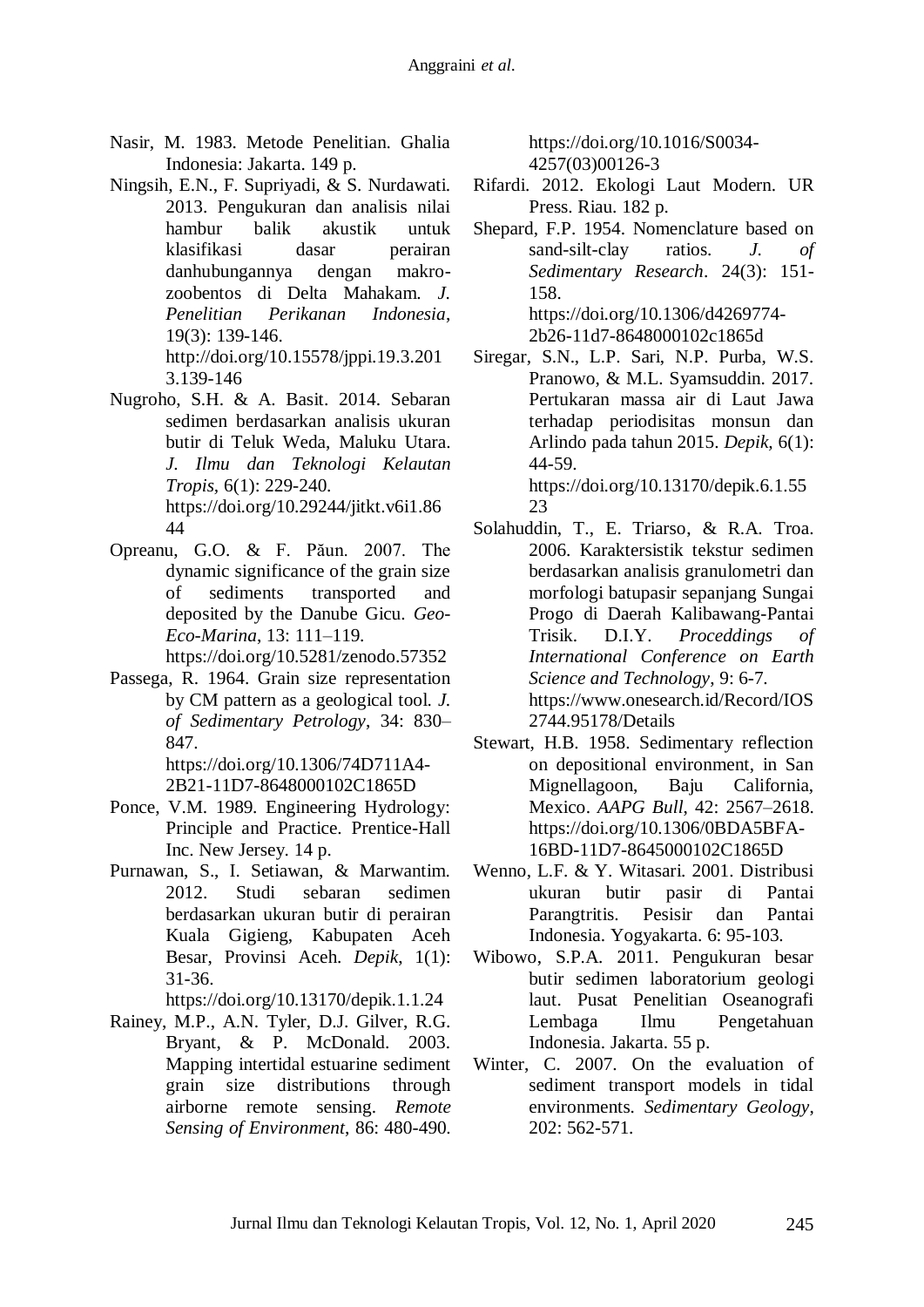Nasir, M. 1983. Metode Penelitian. Ghalia Indonesia: Jakarta. 149 p.

Ningsih, E.N., F. Supriyadi, & S. Nurdawati. 2013. Pengukuran dan analisis nilai hambur balik akustik untuk klasifikasi dasar perairan danhubungannya dengan makro-zoobentos di Delta Mahakam. *J. Penelitian Perikanan Indonesia*, 19(3): 139-146. http://doi.org/10.15578/jppi.19.3.2013.139-146

Nugroho, S.H. & A. Basit. 2014. Sebaran sedimen berdasarkan analisis ukuran butir di Teluk Weda, Maluku Utara. *J. Ilmu dan Teknologi Kelautan Tropis*, 6(1): 229-240. https://doi.org/10.29244/jitkt.v6i1.8644

Opreanu, G.O. & F. Păun. 2007. The dynamic significance of the grain size of sediments transported and deposited by the Danube Gicu. *Geo-Eco-Marina*, 13: 111–119. https://doi.org/10.5281/zenodo.57352

Passega, R. 1964. Grain size representation by CM pattern as a geological tool. *J. of Sedimentary Petrology*, 34: 830–847. https://doi.org/10.1306/74D711A4-2B21-11D7-8648000102C1865D

Ponce, V.M. 1989. Engineering Hydrology: Principle and Practice. Prentice-Hall Inc. New Jersey. 14 p.

Purnawan, S., I. Setiawan, & Marwantim. 2012. Studi sebaran sedimen berdasarkan ukuran butir di perairan Kuala Gigieng, Kabupaten Aceh Besar, Provinsi Aceh. *Depik*, 1(1): 31-36. https://doi.org/10.13170/depik.1.1.24

Rainey, M.P., A.N. Tyler, D.J. Gilver, R.G. Bryant, & P. McDonald. 2003. Mapping intertidal estuarine sediment grain size distributions through airborne remote sensing. *Remote Sensing of Environment*, 86: 480-490. https://doi.org/10.1016/S0034-4257(03)00126-3

Rifardi. 2012. Ekologi Laut Modern. UR Press. Riau. 182 p.

Shepard, F.P. 1954. Nomenclature based on sand-silt-clay ratios. *J. of Sedimentary Research*. 24(3): 151-158. https://doi.org/10.1306/d4269774-2b26-11d7-8648000102c1865d

Siregar, S.N., L.P. Sari, N.P. Purba, W.S. Pranowo, & M.L. Syamsuddin. 2017. Pertukaran massa air di Laut Jawa terhadap periodisitas monsun dan Arlindo pada tahun 2015. *Depik*, 6(1): 44-59. https://doi.org/10.13170/depik.6.1.5523

Solahuddin, T., E. Triarso, & R.A. Troa. 2006. Karaktersistik tekstur sedimen berdasarkan analisis granulometri dan morfologi batupasir sepanjang Sungai Progo di Daerah Kalibawang-Pantai Trisik. D.I.Y. *Proceddings of International Conference on Earth Science and Technology*, 9: 6-7. https://www.onesearch.id/Record/IOS2744.95178/Details

Stewart, H.B. 1958. Sedimentary reflection on depositional environment, in San Mignellagoon, Baju California, Mexico. *AAPG Bull*, 42: 2567–2618. https://doi.org/10.1306/0BDA5BFA-16BD-11D7-8645000102C1865D

Wenno, L.F. & Y. Witasari. 2001. Distribusi ukuran butir pasir di Pantai Parangtritis. Pesisir dan Pantai Indonesia. Yogyakarta. 6: 95-103.

Wibowo, S.P.A. 2011. Pengukuran besar butir sedimen laboratorium geologi laut. Pusat Penelitian Oseanografi Lembaga Ilmu Pengetahuan Indonesia. Jakarta. 55 p.

Winter, C. 2007. On the evaluation of sediment transport models in tidal environments. *Sedimentary Geology*, 202: 562-571.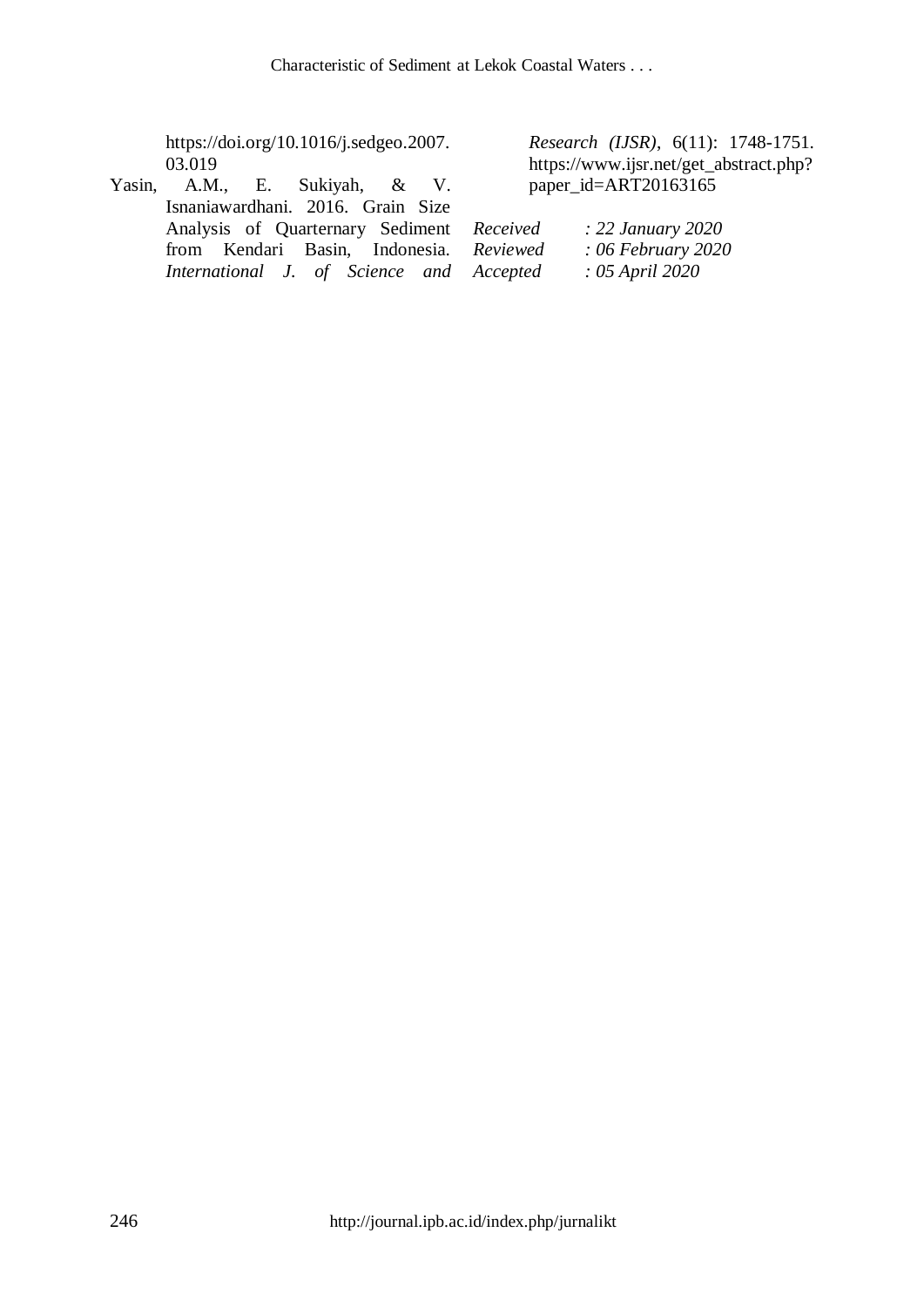https://doi.org/10.1016/j.sedgeo.2007.03.019

Yasin, A.M., E. Sukiyah, & V. Isnaniawardhani. 2016. Grain Size Analysis of Quarternary Sediment from Kendari Basin, Indonesia. *International J. of Science and Research (IJSR)*, 6(11): 1748-1751. https://www.ijsr.net/get_abstract.php?paper_id=ART20163165

*Received : 22 January 2020*
*Reviewed : 06 February 2020*
*Accepted : 05 April 2020*